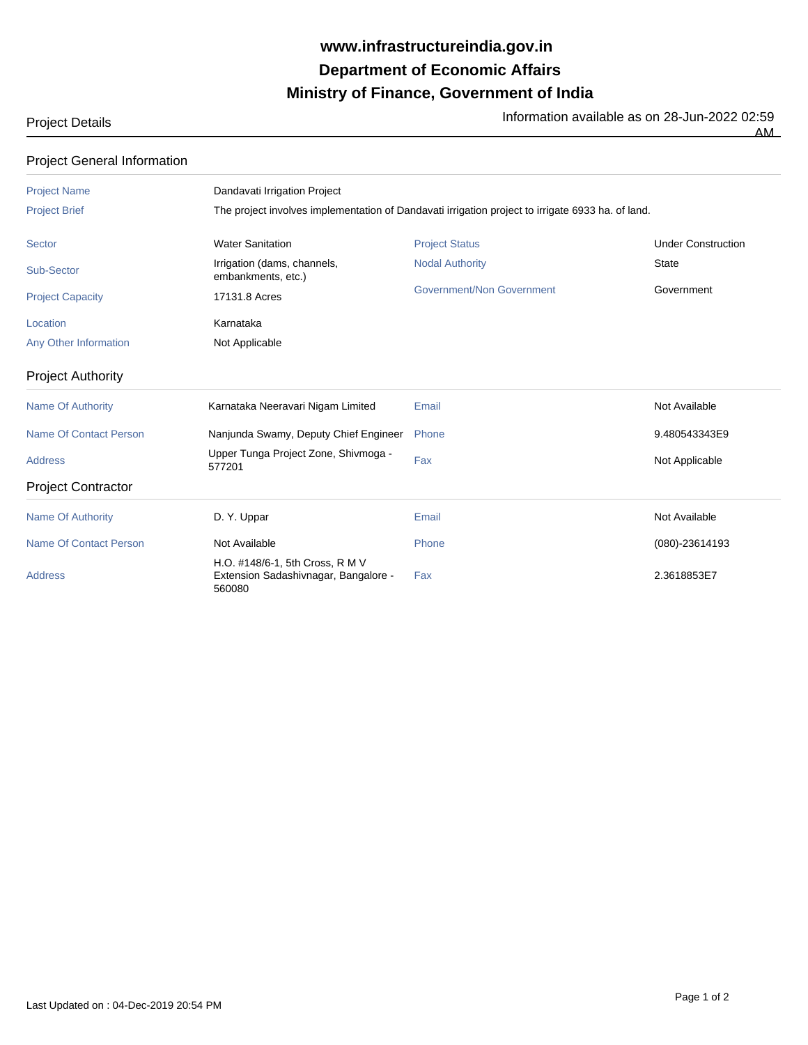# www.infrastructureindia.gov.in
# Department of Economic Affairs
# Ministry of Finance, Government of India

Project Details

Information available as on 28-Jun-2022 02:59 AM

## Project General Information

| | |
|---|---|
| Project Name | Dandavati Irrigation Project |
| Project Brief | The project involves implementation of Dandavati irrigation project to irrigate 6933 ha. of land. |

| | | | |
|---|---|---|---|
| Sector | Water Sanitation | Project Status | Under Construction |
| Sub-Sector | Irrigation (dams, channels, embankments, etc.) | Nodal Authority | State |
| Project Capacity | 17131.8 Acres | Government/Non Government | Government |
| Location | Karnataka | | |
| Any Other Information | Not Applicable | | |

## Project Authority

| | | | |
|---|---|---|---|
| Name Of Authority | Karnataka Neeravari Nigam Limited | Email | Not Available |
| Name Of Contact Person | Nanjunda Swamy, Deputy Chief Engineer | Phone | 9.480543343E9 |
| Address | Upper Tunga Project Zone, Shivmoga - 577201 | Fax | Not Applicable |

## Project Contractor

| | | | |
|---|---|---|---|
| Name Of Authority | D. Y. Uppar | Email | Not Available |
| Name Of Contact Person | Not Available | Phone | (080)-23614193 |
| Address | H.O. #148/6-1, 5th Cross, R M V Extension Sadashivnagar, Bangalore - 560080 | Fax | 2.3618853E7 |

Last Updated on : 04-Dec-2019 20:54 PM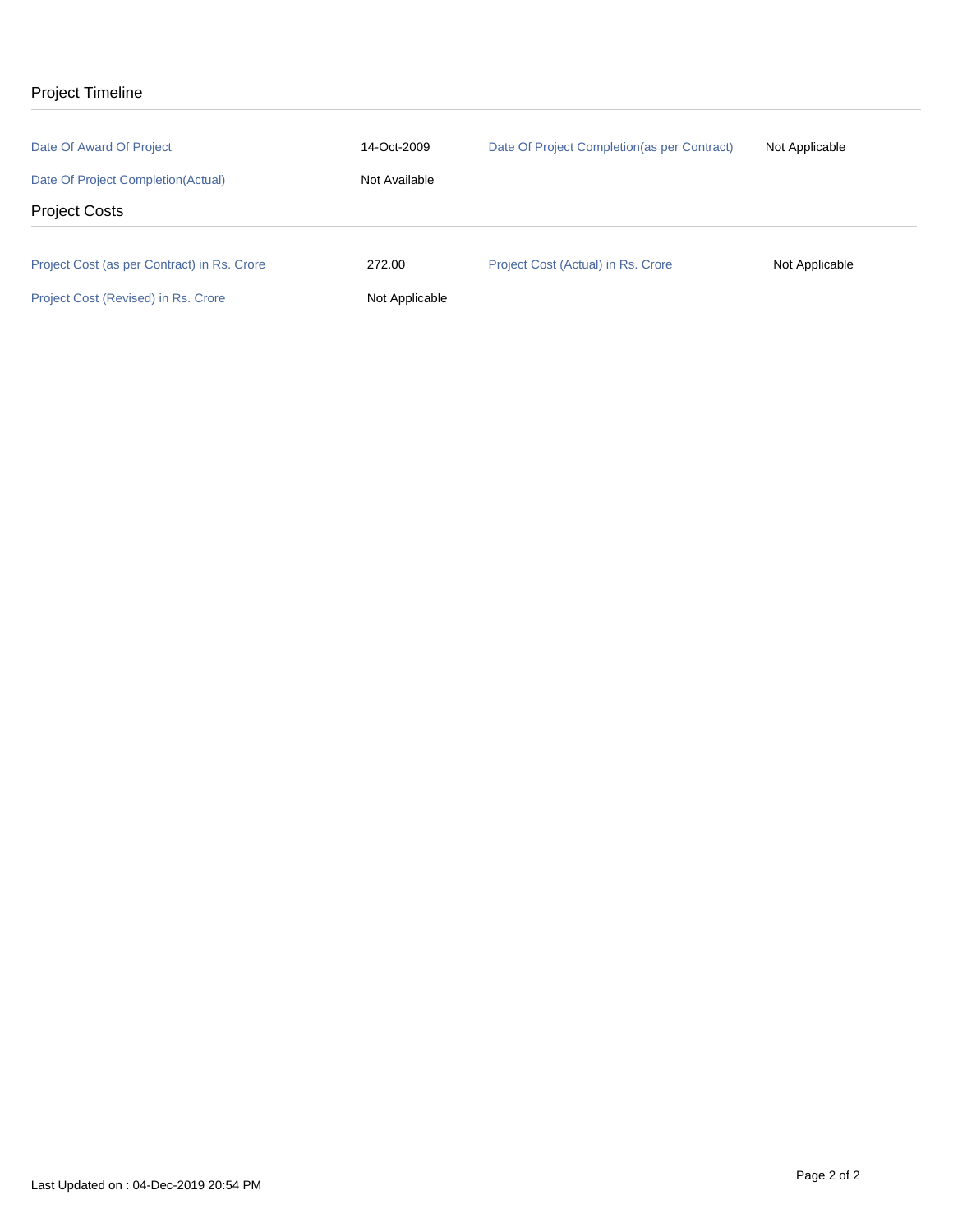## Project Timeline

| | | | |
|---|---|---|---|
| Date Of Award Of Project | 14-Oct-2009 | Date Of Project Completion(as per Contract) | Not Applicable |
| Date Of Project Completion(Actual) | Not Available | | |

## Project Costs

| | | | |
|---|---|---|---|
| Project Cost (as per Contract) in Rs. Crore | 272.00 | Project Cost (Actual) in Rs. Crore | Not Applicable |
| Project Cost (Revised) in Rs. Crore | Not Applicable | | |

Last Updated on : 04-Dec-2019 20:54 PM